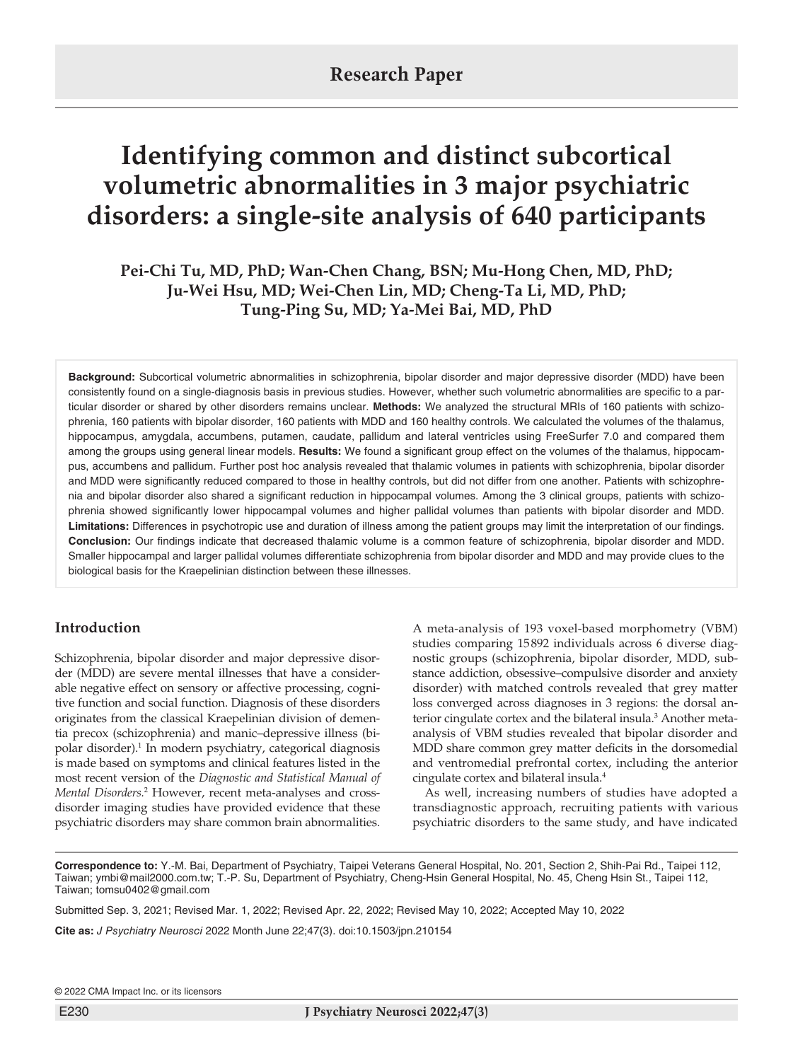Research Paper

# Identifying common and distinct subcortical volumetric abnormalities in 3 major psychiatric disorders: a single-site analysis of 640 participants

**Pei-Chi Tu, MD, PhD; Wan-Chen Chang, BSN; Mu-Hong Chen, MD, PhD; Ju-Wei Hsu, MD; Wei-Chen Lin, MD; Cheng-Ta Li, MD, PhD; Tung-Ping Su, MD; Ya-Mei Bai, MD, PhD**

**Background:** Subcortical volumetric abnormalities in schizophrenia, bipolar disorder and major depressive disorder (MDD) have been consistently found on a single-diagnosis basis in previous studies. However, whether such volumetric abnormalities are specific to a particular disorder or shared by other disorders remains unclear. **Methods:** We analyzed the structural MRIs of 160 patients with schizophrenia, 160 patients with bipolar disorder, 160 patients with MDD and 160 healthy controls. We calculated the volumes of the thalamus, hippocampus, amygdala, accumbens, putamen, caudate, pallidum and lateral ventricles using FreeSurfer 7.0 and compared them among the groups using general linear models. **Results:** We found a significant group effect on the volumes of the thalamus, hippocampus, accumbens and pallidum. Further post hoc analysis revealed that thalamic volumes in patients with schizophrenia, bipolar disorder and MDD were significantly reduced compared to those in healthy controls, but did not differ from one another. Patients with schizophrenia and bipolar disorder also shared a significant reduction in hippocampal volumes. Among the 3 clinical groups, patients with schizophrenia showed significantly lower hippocampal volumes and higher pallidal volumes than patients with bipolar disorder and MDD. **Limitations:** Differences in psychotropic use and duration of illness among the patient groups may limit the interpretation of our findings. **Conclusion:** Our findings indicate that decreased thalamic volume is a common feature of schizophrenia, bipolar disorder and MDD. Smaller hippocampal and larger pallidal volumes differentiate schizophrenia from bipolar disorder and MDD and may provide clues to the biological basis for the Kraepelinian distinction between these illnesses.

## Introduction

Schizophrenia, bipolar disorder and major depressive disorder (MDD) are severe mental illnesses that have a considerable negative effect on sensory or affective processing, cognitive function and social function. Diagnosis of these disorders originates from the classical Kraepelinian division of dementia precox (schizophrenia) and manic–depressive illness (bipolar disorder).[1] In modern psychiatry, categorical diagnosis is made based on symptoms and clinical features listed in the most recent version of the *Diagnostic and Statistical Manual of Mental Disorders*.[2] However, recent meta-analyses and cross-disorder imaging studies have provided evidence that these psychiatric disorders may share common brain abnormalities. A meta-analysis of 193 voxel-based morphometry (VBM) studies comparing 15892 individuals across 6 diverse diagnostic groups (schizophrenia, bipolar disorder, MDD, substance addiction, obsessive–compulsive disorder and anxiety disorder) with matched controls revealed that grey matter loss converged across diagnoses in 3 regions: the dorsal anterior cingulate cortex and the bilateral insula.[3] Another meta-analysis of VBM studies revealed that bipolar disorder and MDD share common grey matter deficits in the dorsomedial and ventromedial prefrontal cortex, including the anterior cingulate cortex and bilateral insula.[4]

As well, increasing numbers of studies have adopted a transdiagnostic approach, recruiting patients with various psychiatric disorders to the same study, and have indicated

**Correspondence to:** Y.-M. Bai, Department of Psychiatry, Taipei Veterans General Hospital, No. 201, Section 2, Shih-Pai Rd., Taipei 112, Taiwan; ymbi@mail2000.com.tw; T.-P. Su, Department of Psychiatry, Cheng-Hsin General Hospital, No. 45, Cheng Hsin St., Taipei 112, Taiwan; tomsu0402@gmail.com

Submitted Sep. 3, 2021; Revised Mar. 1, 2022; Revised Apr. 22, 2022; Revised May 10, 2022; Accepted May 10, 2022

**Cite as:** *J Psychiatry Neurosci* 2022 Month June 22;47(3). doi:10.1503/jpn.210154

© 2022 CMA Impact Inc. or its licensors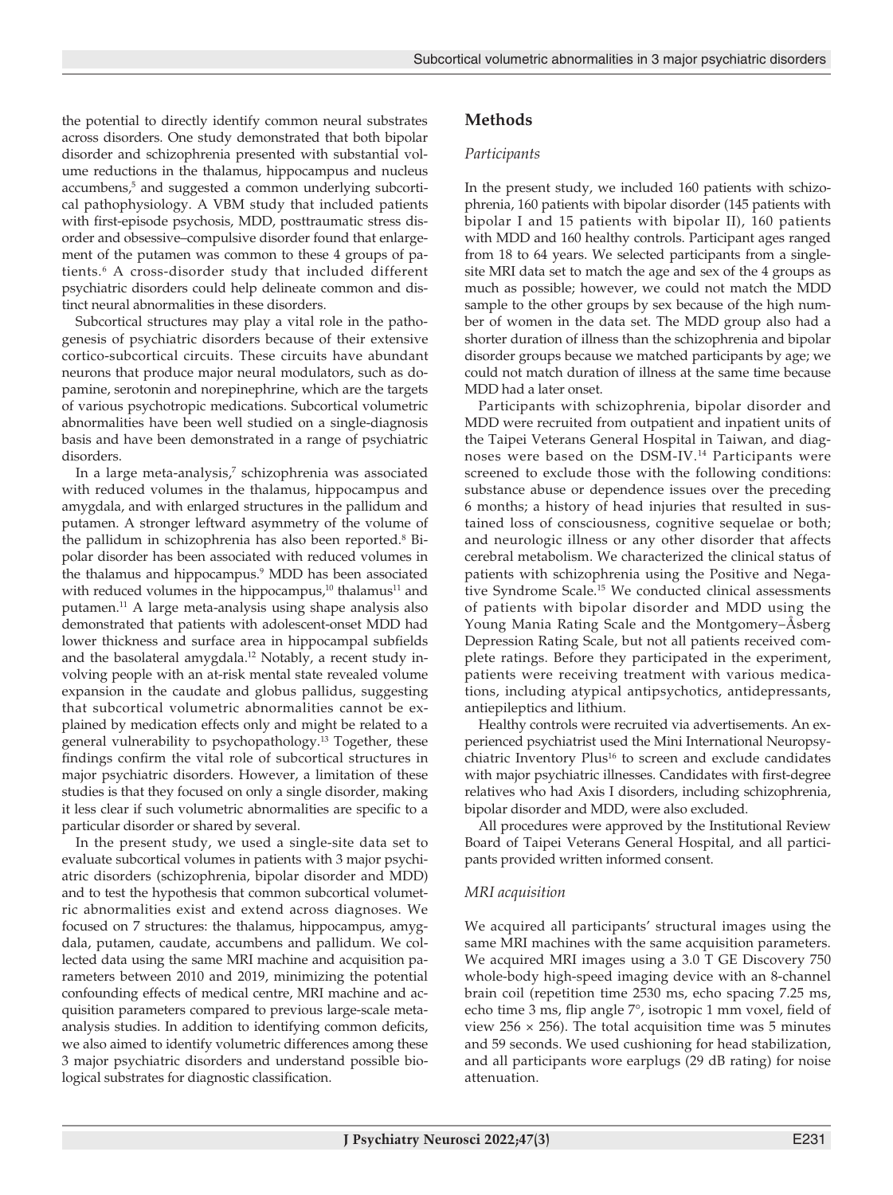the potential to directly identify common neural substrates across disorders. One study demonstrated that both bipolar disorder and schizophrenia presented with substantial volume reductions in the thalamus, hippocampus and nucleus accumbens,[5] and suggested a common underlying subcortical pathophysiology. A VBM study that included patients with first-episode psychosis, MDD, posttraumatic stress disorder and obsessive–compulsive disorder found that enlargement of the putamen was common to these 4 groups of patients.[6] A cross-disorder study that included different psychiatric disorders could help delineate common and distinct neural abnormalities in these disorders.

Subcortical structures may play a vital role in the pathogenesis of psychiatric disorders because of their extensive cortico-subcortical circuits. These circuits have abundant neurons that produce major neural modulators, such as dopamine, serotonin and norepinephrine, which are the targets of various psychotropic medications. Subcortical volumetric abnormalities have been well studied on a single-diagnosis basis and have been demonstrated in a range of psychiatric disorders.

In a large meta-analysis,[7] schizophrenia was associated with reduced volumes in the thalamus, hippocampus and amygdala, and with enlarged structures in the pallidum and putamen. A stronger leftward asymmetry of the volume of the pallidum in schizophrenia has also been reported.[8] Bipolar disorder has been associated with reduced volumes in the thalamus and hippocampus.[9] MDD has been associated with reduced volumes in the hippocampus,[10] thalamus[11] and putamen.[11] A large meta-analysis using shape analysis also demonstrated that patients with adolescent-onset MDD had lower thickness and surface area in hippocampal subfields and the basolateral amygdala.[12] Notably, a recent study involving people with an at-risk mental state revealed volume expansion in the caudate and globus pallidus, suggesting that subcortical volumetric abnormalities cannot be explained by medication effects only and might be related to a general vulnerability to psychopathology.[13] Together, these findings confirm the vital role of subcortical structures in major psychiatric disorders. However, a limitation of these studies is that they focused on only a single disorder, making it less clear if such volumetric abnormalities are specific to a particular disorder or shared by several.

In the present study, we used a single-site data set to evaluate subcortical volumes in patients with 3 major psychiatric disorders (schizophrenia, bipolar disorder and MDD) and to test the hypothesis that common subcortical volumetric abnormalities exist and extend across diagnoses. We focused on 7 structures: the thalamus, hippocampus, amygdala, putamen, caudate, accumbens and pallidum. We collected data using the same MRI machine and acquisition parameters between 2010 and 2019, minimizing the potential confounding effects of medical centre, MRI machine and acquisition parameters compared to previous large-scale meta-analysis studies. In addition to identifying common deficits, we also aimed to identify volumetric differences among these 3 major psychiatric disorders and understand possible biological substrates for diagnostic classification.

## Methods

### *Participants*

In the present study, we included 160 patients with schizophrenia, 160 patients with bipolar disorder (145 patients with bipolar I and 15 patients with bipolar II), 160 patients with MDD and 160 healthy controls. Participant ages ranged from 18 to 64 years. We selected participants from a single-site MRI data set to match the age and sex of the 4 groups as much as possible; however, we could not match the MDD sample to the other groups by sex because of the high number of women in the data set. The MDD group also had a shorter duration of illness than the schizophrenia and bipolar disorder groups because we matched participants by age; we could not match duration of illness at the same time because MDD had a later onset.

Participants with schizophrenia, bipolar disorder and MDD were recruited from outpatient and inpatient units of the Taipei Veterans General Hospital in Taiwan, and diagnoses were based on the DSM-IV.[14] Participants were screened to exclude those with the following conditions: substance abuse or dependence issues over the preceding 6 months; a history of head injuries that resulted in sustained loss of consciousness, cognitive sequelae or both; and neurologic illness or any other disorder that affects cerebral metabolism. We characterized the clinical status of patients with schizophrenia using the Positive and Negative Syndrome Scale.[15] We conducted clinical assessments of patients with bipolar disorder and MDD using the Young Mania Rating Scale and the Montgomery–Åsberg Depression Rating Scale, but not all patients received complete ratings. Before they participated in the experiment, patients were receiving treatment with various medications, including atypical antipsychotics, antidepressants, antiepileptics and lithium.

Healthy controls were recruited via advertisements. An experienced psychiatrist used the Mini International Neuropsychiatric Inventory Plus[16] to screen and exclude candidates with major psychiatric illnesses. Candidates with first-degree relatives who had Axis I disorders, including schizophrenia, bipolar disorder and MDD, were also excluded.

All procedures were approved by the Institutional Review Board of Taipei Veterans General Hospital, and all participants provided written informed consent.

### *MRI acquisition*

We acquired all participants' structural images using the same MRI machines with the same acquisition parameters. We acquired MRI images using a 3.0 T GE Discovery 750 whole-body high-speed imaging device with an 8-channel brain coil (repetition time 2530 ms, echo spacing 7.25 ms, echo time 3 ms, flip angle 7°, isotropic 1 mm voxel, field of view 256 × 256). The total acquisition time was 5 minutes and 59 seconds. We used cushioning for head stabilization, and all participants wore earplugs (29 dB rating) for noise attenuation.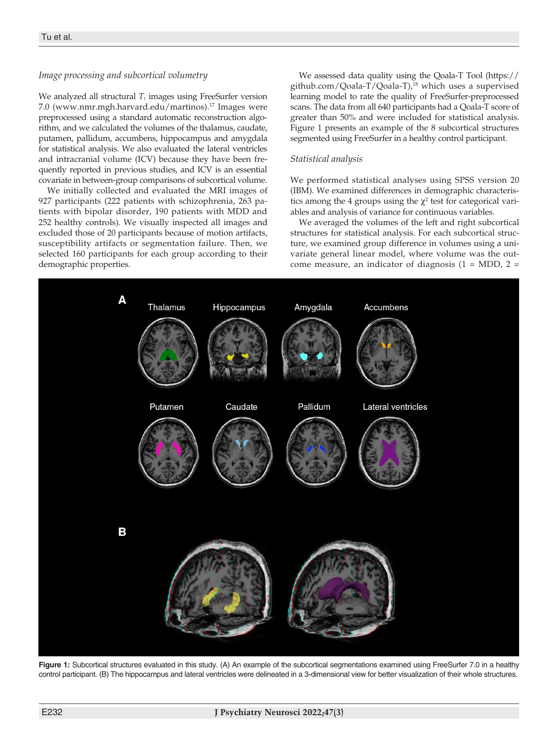### *Image processing and subcortical volumetry*

We analyzed all structural $T_1$ images using FreeSurfer version 7.0 (www.nmr.mgh.harvard.edu/martinos).[17] Images were preprocessed using a standard automatic reconstruction algorithm, and we calculated the volumes of the thalamus, caudate, putamen, pallidum, accumbens, hippocampus and amygdala for statistical analysis. We also evaluated the lateral ventricles and intracranial volume (ICV) because they have been frequently reported in previous studies, and ICV is an essential covariate in between-group comparisons of subcortical volume.

We initially collected and evaluated the MRI images of 927 participants (222 patients with schizophrenia, 263 patients with bipolar disorder, 190 patients with MDD and 252 healthy controls). We visually inspected all images and excluded those of 20 participants because of motion artifacts, susceptibility artifacts or segmentation failure. Then, we selected 160 participants for each group according to their demographic properties.

We assessed data quality using the Qoala-T Tool (https://github.com/Qoala-T/Qoala-T),[18] which uses a supervised learning model to rate the quality of FreeSurfer-preprocessed scans. The data from all 640 participants had a Qoala-T score of greater than 50% and were included for statistical analysis. Figure 1 presents an example of the 8 subcortical structures segmented using FreeSurfer in a healthy control participant.

### *Statistical analysis*

We performed statistical analyses using SPSS version 20 (IBM). We examined differences in demographic characteristics among the 4 groups using the $\chi^2$ test for categorical variables and analysis of variance for continuous variables.

We averaged the volumes of the left and right subcortical structures for statistical analysis. For each subcortical structure, we examined group difference in volumes using a univariate general linear model, where volume was the outcome measure, an indicator of diagnosis (1 = MDD, 2 =

**Figure 1:** Subcortical structures evaluated in this study. (A) An example of the subcortical segmentations examined using FreeSurfer 7.0 in a healthy control participant. (B) The hippocampus and lateral ventricles were delineated in a 3-dimensional view for better visualization of their whole structures.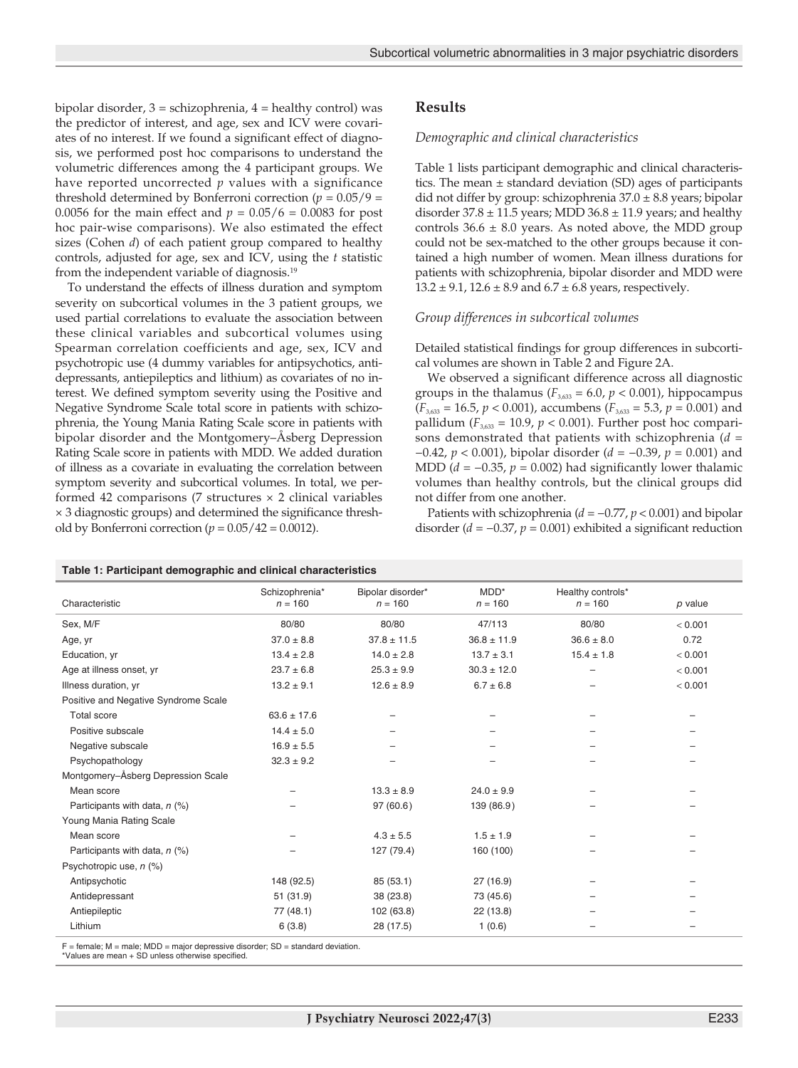bipolar disorder, 3 = schizophrenia, 4 = healthy control) was the predictor of interest, and age, sex and ICV were covariates of no interest. If we found a significant effect of diagnosis, we performed post hoc comparisons to understand the volumetric differences among the 4 participant groups. We have reported uncorrected $p$ values with a significance threshold determined by Bonferroni correction ($p = 0.05/9 = 0.0056$ for the main effect and $p = 0.05/6 = 0.0083$ for post hoc pair-wise comparisons). We also estimated the effect sizes (Cohen $d$) of each patient group compared to healthy controls, adjusted for age, sex and ICV, using the $t$ statistic from the independent variable of diagnosis.[19]

To understand the effects of illness duration and symptom severity on subcortical volumes in the 3 patient groups, we used partial correlations to evaluate the association between these clinical variables and subcortical volumes using Spearman correlation coefficients and age, sex, ICV and psychotropic use (4 dummy variables for antipsychotics, antidepressants, antiepileptics and lithium) as covariates of no interest. We defined symptom severity using the Positive and Negative Syndrome Scale total score in patients with schizophrenia, the Young Mania Rating Scale score in patients with bipolar disorder and the Montgomery–Åsberg Depression Rating Scale score in patients with MDD. We added duration of illness as a covariate in evaluating the correlation between symptom severity and subcortical volumes. In total, we performed 42 comparisons (7 structures × 2 clinical variables × 3 diagnostic groups) and determined the significance threshold by Bonferroni correction ($p = 0.05/42 = 0.0012$).

## Results

### *Demographic and clinical characteristics*

Table 1 lists participant demographic and clinical characteristics. The mean ± standard deviation (SD) ages of participants did not differ by group: schizophrenia 37.0 ± 8.8 years; bipolar disorder 37.8 ± 11.5 years; MDD 36.8 ± 11.9 years; and healthy controls 36.6 ± 8.0 years. As noted above, the MDD group could not be sex-matched to the other groups because it contained a high number of women. Mean illness durations for patients with schizophrenia, bipolar disorder and MDD were 13.2 ± 9.1, 12.6 ± 8.9 and 6.7 ± 6.8 years, respectively.

### *Group differences in subcortical volumes*

Detailed statistical findings for group differences in subcortical volumes are shown in Table 2 and Figure 2A.

We observed a significant difference across all diagnostic groups in the thalamus ($F_{3,633} = 6.0$, $p < 0.001$), hippocampus ($F_{3,633} = 16.5$, $p < 0.001$), accumbens ($F_{3,633} = 5.3$, $p = 0.001$) and pallidum ($F_{3,633} = 10.9$, $p < 0.001$). Further post hoc comparisons demonstrated that patients with schizophrenia ($d = -0.42$, $p < 0.001$), bipolar disorder ($d = -0.39$, $p = 0.001$) and MDD ($d = -0.35$, $p = 0.002$) had significantly lower thalamic volumes than healthy controls, but the clinical groups did not differ from one another.

Patients with schizophrenia ($d = -0.77$, $p < 0.001$) and bipolar disorder ($d = -0.37$, $p = 0.001$) exhibited a significant reduction

**Table 1: Participant demographic and clinical characteristics**

| Characteristic | Schizophrenia* $n = 160$ | Bipolar disorder* $n = 160$ | MDD* $n = 160$ | Healthy controls* $n = 160$ | $p$ value |
|---|---|---|---|---|---|
| Sex, M/F | 80/80 | 80/80 | 47/113 | 80/80 | < 0.001 |
| Age, yr | 37.0 ± 8.8 | 37.8 ± 11.5 | 36.8 ± 11.9 | 36.6 ± 8.0 | 0.72 |
| Education, yr | 13.4 ± 2.8 | 14.0 ± 2.8 | 13.7 ± 3.1 | 15.4 ± 1.8 | < 0.001 |
| Age at illness onset, yr | 23.7 ± 6.8 | 25.3 ± 9.9 | 30.3 ± 12.0 | – | < 0.001 |
| Illness duration, yr | 13.2 ± 9.1 | 12.6 ± 8.9 | 6.7 ± 6.8 | – | < 0.001 |
| Positive and Negative Syndrome Scale | | | | | |
| Total score | 63.6 ± 17.6 | – | – | – | – |
| Positive subscale | 14.4 ± 5.0 | – | – | – | – |
| Negative subscale | 16.9 ± 5.5 | – | – | – | – |
| Psychopathology | 32.3 ± 9.2 | – | – | – | – |
| Montgomery–Åsberg Depression Scale | | | | | |
| Mean score | – | 13.3 ± 8.9 | 24.0 ± 9.9 | – | – |
| Participants with data, $n$ (%) | – | 97 (60.6) | 139 (86.9) | – | – |
| Young Mania Rating Scale | | | | | |
| Mean score | – | 4.3 ± 5.5 | 1.5 ± 1.9 | – | – |
| Participants with data, $n$ (%) | – | 127 (79.4) | 160 (100) | – | – |
| Psychotropic use, $n$ (%) | | | | | |
| Antipsychotic | 148 (92.5) | 85 (53.1) | 27 (16.9) | – | – |
| Antidepressant | 51 (31.9) | 38 (23.8) | 73 (45.6) | – | – |
| Antiepileptic | 77 (48.1) | 102 (63.8) | 22 (13.8) | – | – |
| Lithium | 6 (3.8) | 28 (17.5) | 1 (0.6) | – | – |

F = female; M = male; MDD = major depressive disorder; SD = standard deviation.
*Values are mean + SD unless otherwise specified.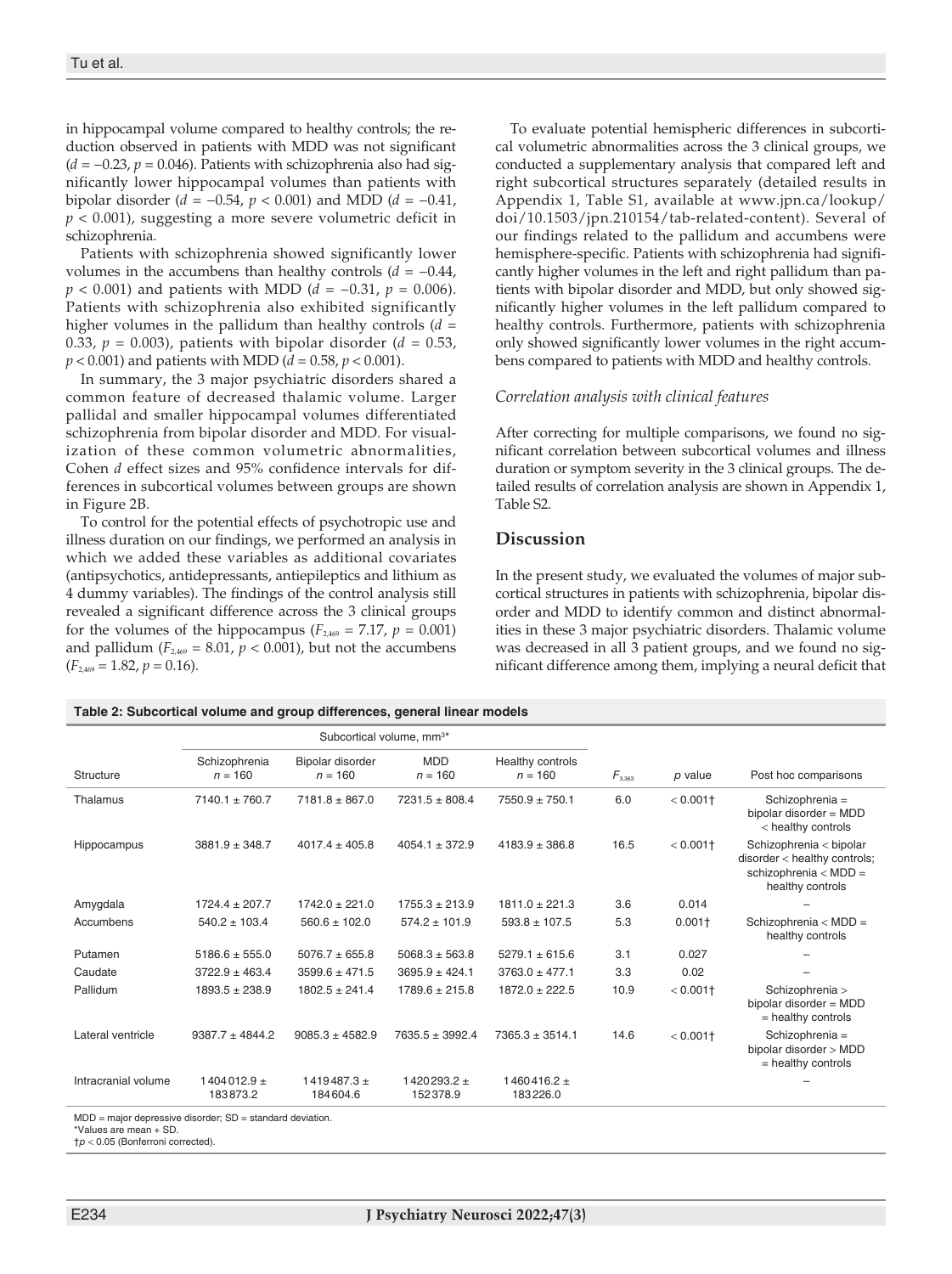in hippocampal volume compared to healthy controls; the reduction observed in patients with MDD was not significant ($d = -0.23$, $p = 0.046$). Patients with schizophrenia also had significantly lower hippocampal volumes than patients with bipolar disorder ($d = -0.54$, $p < 0.001$) and MDD ($d = -0.41$, $p < 0.001$), suggesting a more severe volumetric deficit in schizophrenia.

Patients with schizophrenia showed significantly lower volumes in the accumbens than healthy controls ($d = -0.44$, $p < 0.001$) and patients with MDD ($d = -0.31$, $p = 0.006$). Patients with schizophrenia also exhibited significantly higher volumes in the pallidum than healthy controls ($d = 0.33$, $p = 0.003$), patients with bipolar disorder ($d = 0.53$, $p < 0.001$) and patients with MDD ($d = 0.58$, $p < 0.001$).

In summary, the 3 major psychiatric disorders shared a common feature of decreased thalamic volume. Larger pallidal and smaller hippocampal volumes differentiated schizophrenia from bipolar disorder and MDD. For visualization of these common volumetric abnormalities, Cohen *d* effect sizes and 95% confidence intervals for differences in subcortical volumes between groups are shown in Figure 2B.

To control for the potential effects of psychotropic use and illness duration on our findings, we performed an analysis in which we added these variables as additional covariates (antipsychotics, antidepressants, antiepileptics and lithium as 4 dummy variables). The findings of the control analysis still revealed a significant difference across the 3 clinical groups for the volumes of the hippocampus ($F_{2,469} = 7.17$, $p = 0.001$) and pallidum ($F_{2,469} = 8.01$, $p < 0.001$), but not the accumbens ($F_{2,469} = 1.82$, $p = 0.16$).

To evaluate potential hemispheric differences in subcortical volumetric abnormalities across the 3 clinical groups, we conducted a supplementary analysis that compared left and right subcortical structures separately (detailed results in Appendix 1, Table S1, available at www.jpn.ca/lookup/doi/10.1503/jpn.210154/tab-related-content). Several of our findings related to the pallidum and accumbens were hemisphere-specific. Patients with schizophrenia had significantly higher volumes in the left and right pallidum than patients with bipolar disorder and MDD, but only showed significantly higher volumes in the left pallidum compared to healthy controls. Furthermore, patients with schizophrenia only showed significantly lower volumes in the right accumbens compared to patients with MDD and healthy controls.

### *Correlation analysis with clinical features*

After correcting for multiple comparisons, we found no significant correlation between subcortical volumes and illness duration or symptom severity in the 3 clinical groups. The detailed results of correlation analysis are shown in Appendix 1, Table S2.

## Discussion

In the present study, we evaluated the volumes of major subcortical structures in patients with schizophrenia, bipolar disorder and MDD to identify common and distinct abnormalities in these 3 major psychiatric disorders. Thalamic volume was decreased in all 3 patient groups, and we found no significant difference among them, implying a neural deficit that

**Table 2: Subcortical volume and group differences, general linear models**

| | Subcortical volume, mm³* | | | | | | |
|---|---|---|---|---|---|---|---|
| Structure | Schizophrenia $n = 160$ | Bipolar disorder $n = 160$ | MDD $n = 160$ | Healthy controls $n = 160$ | $F_{3,363}$ | *p* value | Post hoc comparisons |
| Thalamus | 7140.1 ± 760.7 | 7181.8 ± 867.0 | 7231.5 ± 808.4 | 7550.9 ± 750.1 | 6.0 | < 0.001† | Schizophrenia = bipolar disorder = MDD < healthy controls |
| Hippocampus | 3881.9 ± 348.7 | 4017.4 ± 405.8 | 4054.1 ± 372.9 | 4183.9 ± 386.8 | 16.5 | < 0.001† | Schizophrenia < bipolar disorder < healthy controls; schizophrenia < MDD = healthy controls |
| Amygdala | 1724.4 ± 207.7 | 1742.0 ± 221.0 | 1755.3 ± 213.9 | 1811.0 ± 221.3 | 3.6 | 0.014 | – |
| Accumbens | 540.2 ± 103.4 | 560.6 ± 102.0 | 574.2 ± 101.9 | 593.8 ± 107.5 | 5.3 | 0.001† | Schizophrenia < MDD = healthy controls |
| Putamen | 5186.6 ± 555.0 | 5076.7 ± 655.8 | 5068.3 ± 563.8 | 5279.1 ± 615.6 | 3.1 | 0.027 | – |
| Caudate | 3722.9 ± 463.4 | 3599.6 ± 471.5 | 3695.9 ± 424.1 | 3763.0 ± 477.1 | 3.3 | 0.02 | – |
| Pallidum | 1893.5 ± 238.9 | 1802.5 ± 241.4 | 1789.6 ± 215.8 | 1872.0 ± 222.5 | 10.9 | < 0.001† | Schizophrenia > bipolar disorder = MDD = healthy controls |
| Lateral ventricle | 9387.7 ± 4844.2 | 9085.3 ± 4582.9 | 7635.5 ± 3992.4 | 7365.3 ± 3514.1 | 14.6 | < 0.001† | Schizophrenia = bipolar disorder > MDD = healthy controls |
| Intracranial volume | 1404012.9 ± 183873.2 | 1419487.3 ± 184604.6 | 1420293.2 ± 152378.9 | 1460416.2 ± 183226.0 | | | – |

MDD = major depressive disorder; SD = standard deviation.
*Values are mean + SD.
†$p < 0.05$ (Bonferroni corrected).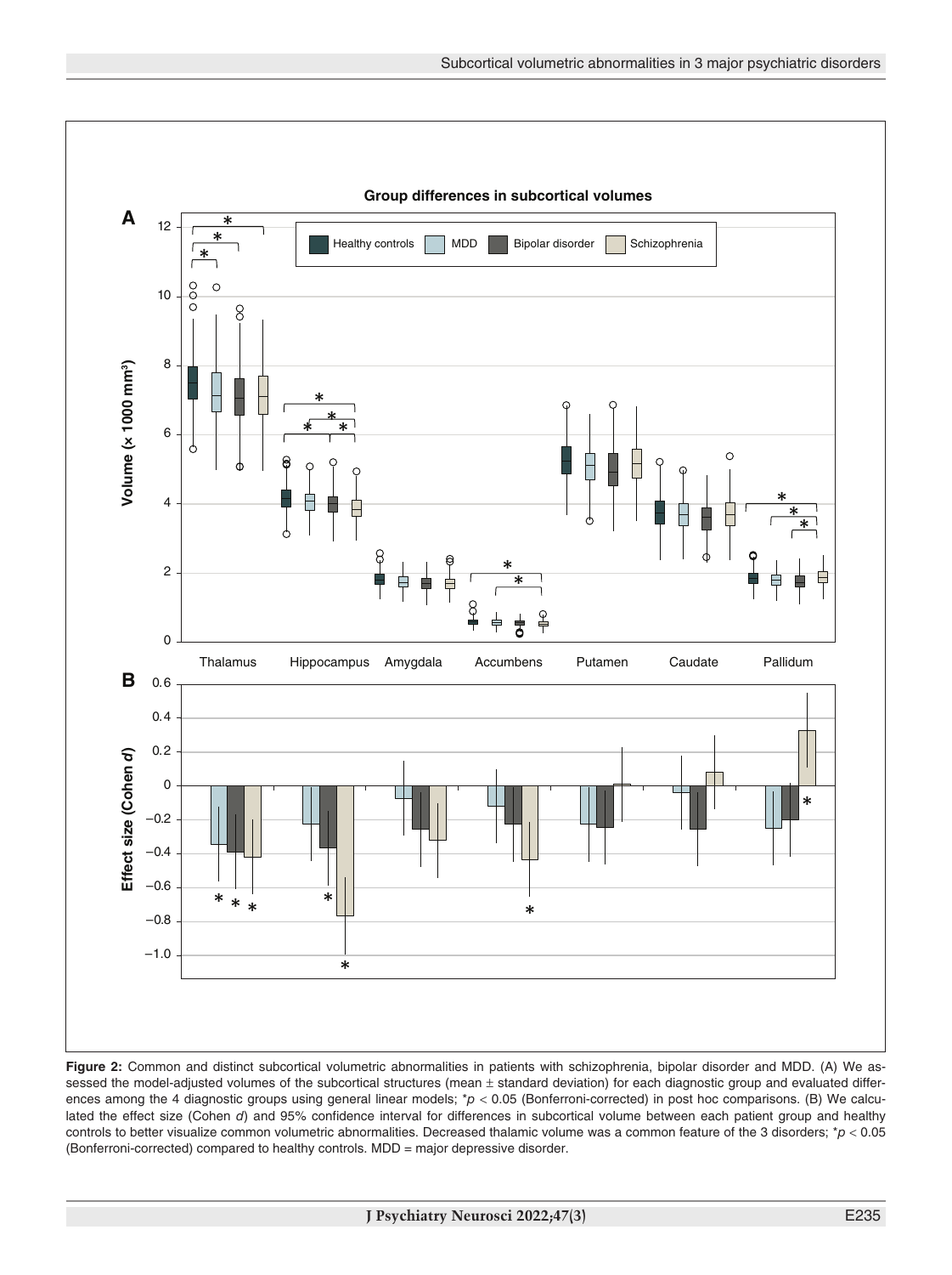**Figure 2:** Common and distinct subcortical volumetric abnormalities in patients with schizophrenia, bipolar disorder and MDD. (A) We assessed the model-adjusted volumes of the subcortical structures (mean ± standard deviation) for each diagnostic group and evaluated differences among the 4 diagnostic groups using general linear models; *$p < 0.05$ (Bonferroni-corrected) in post hoc comparisons. (B) We calculated the effect size (Cohen *d*) and 95% confidence interval for differences in subcortical volume between each patient group and healthy controls to better visualize common volumetric abnormalities. Decreased thalamic volume was a common feature of the 3 disorders; *$p < 0.05$ (Bonferroni-corrected) compared to healthy controls. MDD = major depressive disorder.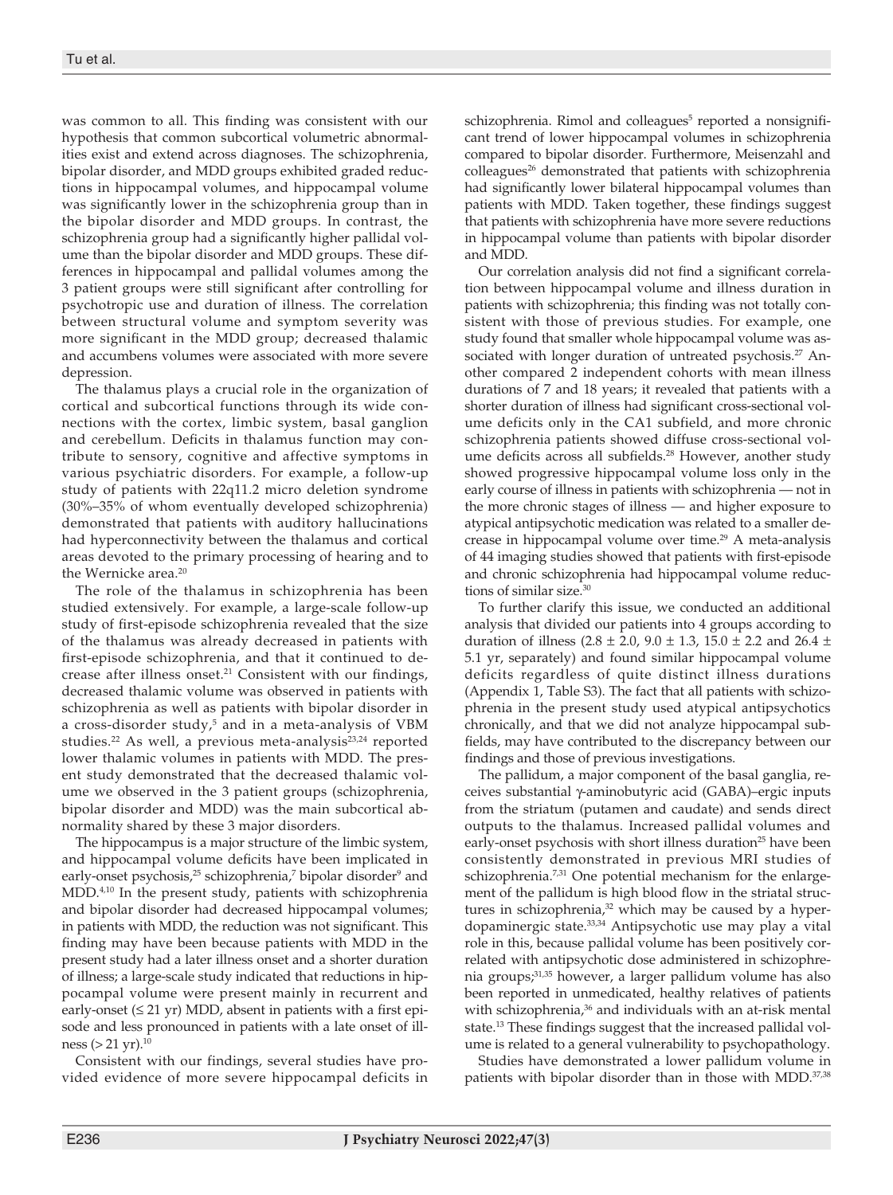was common to all. This finding was consistent with our hypothesis that common subcortical volumetric abnormalities exist and extend across diagnoses. The schizophrenia, bipolar disorder, and MDD groups exhibited graded reductions in hippocampal volumes, and hippocampal volume was significantly lower in the schizophrenia group than in the bipolar disorder and MDD groups. In contrast, the schizophrenia group had a significantly higher pallidal volume than the bipolar disorder and MDD groups. These differences in hippocampal and pallidal volumes among the 3 patient groups were still significant after controlling for psychotropic use and duration of illness. The correlation between structural volume and symptom severity was more significant in the MDD group; decreased thalamic and accumbens volumes were associated with more severe depression.

The thalamus plays a crucial role in the organization of cortical and subcortical functions through its wide connections with the cortex, limbic system, basal ganglion and cerebellum. Deficits in thalamus function may contribute to sensory, cognitive and affective symptoms in various psychiatric disorders. For example, a follow-up study of patients with 22q11.2 micro deletion syndrome (30%–35% of whom eventually developed schizophrenia) demonstrated that patients with auditory hallucinations had hyperconnectivity between the thalamus and cortical areas devoted to the primary processing of hearing and to the Wernicke area.[20]

The role of the thalamus in schizophrenia has been studied extensively. For example, a large-scale follow-up study of first-episode schizophrenia revealed that the size of the thalamus was already decreased in patients with first-episode schizophrenia, and that it continued to decrease after illness onset.[21] Consistent with our findings, decreased thalamic volume was observed in patients with schizophrenia as well as patients with bipolar disorder in a cross-disorder study,[5] and in a meta-analysis of VBM studies.[22] As well, a previous meta-analysis[23,24] reported lower thalamic volumes in patients with MDD. The present study demonstrated that the decreased thalamic volume we observed in the 3 patient groups (schizophrenia, bipolar disorder and MDD) was the main subcortical abnormality shared by these 3 major disorders.

The hippocampus is a major structure of the limbic system, and hippocampal volume deficits have been implicated in early-onset psychosis,[25] schizophrenia,[7] bipolar disorder[9] and MDD.[4,10] In the present study, patients with schizophrenia and bipolar disorder had decreased hippocampal volumes; in patients with MDD, the reduction was not significant. This finding may have been because patients with MDD in the present study had a later illness onset and a shorter duration of illness; a large-scale study indicated that reductions in hippocampal volume were present mainly in recurrent and early-onset (≤ 21 yr) MDD, absent in patients with a first episode and less pronounced in patients with a late onset of illness (> 21 yr).[10]

Consistent with our findings, several studies have provided evidence of more severe hippocampal deficits in schizophrenia. Rimol and colleagues[5] reported a nonsignificant trend of lower hippocampal volumes in schizophrenia compared to bipolar disorder. Furthermore, Meisenzahl and colleagues[26] demonstrated that patients with schizophrenia had significantly lower bilateral hippocampal volumes than patients with MDD. Taken together, these findings suggest that patients with schizophrenia have more severe reductions in hippocampal volume than patients with bipolar disorder and MDD.

Our correlation analysis did not find a significant correlation between hippocampal volume and illness duration in patients with schizophrenia; this finding was not totally consistent with those of previous studies. For example, one study found that smaller whole hippocampal volume was associated with longer duration of untreated psychosis.[27] Another compared 2 independent cohorts with mean illness durations of 7 and 18 years; it revealed that patients with a shorter duration of illness had significant cross-sectional volume deficits only in the CA1 subfield, and more chronic schizophrenia patients showed diffuse cross-sectional volume deficits across all subfields.[28] However, another study showed progressive hippocampal volume loss only in the early course of illness in patients with schizophrenia — not in the more chronic stages of illness — and higher exposure to atypical antipsychotic medication was related to a smaller decrease in hippocampal volume over time.[29] A meta-analysis of 44 imaging studies showed that patients with first-episode and chronic schizophrenia had hippocampal volume reductions of similar size.[30]

To further clarify this issue, we conducted an additional analysis that divided our patients into 4 groups according to duration of illness (2.8 ± 2.0, 9.0 ± 1.3, 15.0 ± 2.2 and 26.4 ± 5.1 yr, separately) and found similar hippocampal volume deficits regardless of quite distinct illness durations (Appendix 1, Table S3). The fact that all patients with schizophrenia in the present study used atypical antipsychotics chronically, and that we did not analyze hippocampal subfields, may have contributed to the discrepancy between our findings and those of previous investigations.

The pallidum, a major component of the basal ganglia, receives substantial γ-aminobutyric acid (GABA)–ergic inputs from the striatum (putamen and caudate) and sends direct outputs to the thalamus. Increased pallidal volumes and early-onset psychosis with short illness duration[25] have been consistently demonstrated in previous MRI studies of schizophrenia.[7,31] One potential mechanism for the enlargement of the pallidum is high blood flow in the striatal structures in schizophrenia,[32] which may be caused by a hyperdopaminergic state.[33,34] Antipsychotic use may play a vital role in this, because pallidal volume has been positively correlated with antipsychotic dose administered in schizophrenia groups;[31,35] however, a larger pallidum volume has also been reported in unmedicated, healthy relatives of patients with schizophrenia,[36] and individuals with an at-risk mental state.[13] These findings suggest that the increased pallidal volume is related to a general vulnerability to psychopathology.

Studies have demonstrated a lower pallidum volume in patients with bipolar disorder than in those with MDD.[37,38]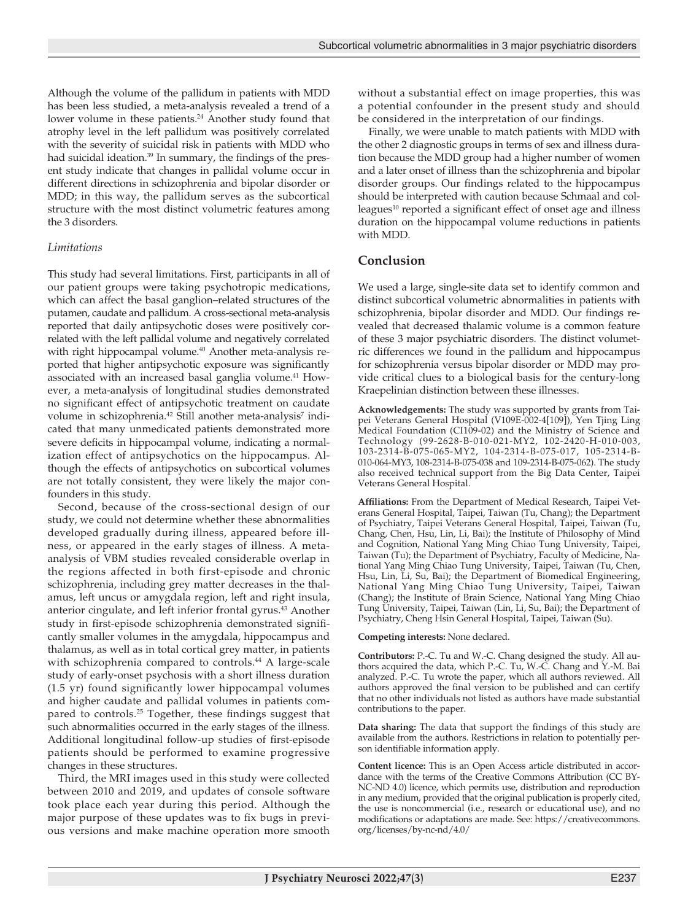Although the volume of the pallidum in patients with MDD has been less studied, a meta-analysis revealed a trend of a lower volume in these patients.[24] Another study found that atrophy level in the left pallidum was positively correlated with the severity of suicidal risk in patients with MDD who had suicidal ideation.[39] In summary, the findings of the present study indicate that changes in pallidal volume occur in different directions in schizophrenia and bipolar disorder or MDD; in this way, the pallidum serves as the subcortical structure with the most distinct volumetric features among the 3 disorders.

### *Limitations*

This study had several limitations. First, participants in all of our patient groups were taking psychotropic medications, which can affect the basal ganglion–related structures of the putamen, caudate and pallidum. A cross-sectional meta-analysis reported that daily antipsychotic doses were positively correlated with the left pallidal volume and negatively correlated with right hippocampal volume.[40] Another meta-analysis reported that higher antipsychotic exposure was significantly associated with an increased basal ganglia volume.[41] However, a meta-analysis of longitudinal studies demonstrated no significant effect of antipsychotic treatment on caudate volume in schizophrenia.[42] Still another meta-analysis[7] indicated that many unmedicated patients demonstrated more severe deficits in hippocampal volume, indicating a normalization effect of antipsychotics on the hippocampus. Although the effects of antipsychotics on subcortical volumes are not totally consistent, they were likely the major confounders in this study.

Second, because of the cross-sectional design of our study, we could not determine whether these abnormalities developed gradually during illness, appeared before illness, or appeared in the early stages of illness. A meta-analysis of VBM studies revealed considerable overlap in the regions affected in both first-episode and chronic schizophrenia, including grey matter decreases in the thalamus, left uncus or amygdala region, left and right insula, anterior cingulate, and left inferior frontal gyrus.[43] Another study in first-episode schizophrenia demonstrated significantly smaller volumes in the amygdala, hippocampus and thalamus, as well as in total cortical grey matter, in patients with schizophrenia compared to controls.[44] A large-scale study of early-onset psychosis with a short illness duration (1.5 yr) found significantly lower hippocampal volumes and higher caudate and pallidal volumes in patients compared to controls.[25] Together, these findings suggest that such abnormalities occurred in the early stages of the illness. Additional longitudinal follow-up studies of first-episode patients should be performed to examine progressive changes in these structures.

Third, the MRI images used in this study were collected between 2010 and 2019, and updates of console software took place each year during this period. Although the major purpose of these updates was to fix bugs in previous versions and make machine operation more smooth without a substantial effect on image properties, this was a potential confounder in the present study and should be considered in the interpretation of our findings.

Finally, we were unable to match patients with MDD with the other 2 diagnostic groups in terms of sex and illness duration because the MDD group had a higher number of women and a later onset of illness than the schizophrenia and bipolar disorder groups. Our findings related to the hippocampus should be interpreted with caution because Schmaal and colleagues[10] reported a significant effect of onset age and illness duration on the hippocampal volume reductions in patients with MDD.

## Conclusion

We used a large, single-site data set to identify common and distinct subcortical volumetric abnormalities in patients with schizophrenia, bipolar disorder and MDD. Our findings revealed that decreased thalamic volume is a common feature of these 3 major psychiatric disorders. The distinct volumetric differences we found in the pallidum and hippocampus for schizophrenia versus bipolar disorder or MDD may provide critical clues to a biological basis for the century-long Kraepelinian distinction between these illnesses.

**Acknowledgements:** The study was supported by grants from Taipei Veterans General Hospital (V109E-002-4[109]), Yen Tjing Ling Medical Foundation (CI109-02) and the Ministry of Science and Technology (99-2628-B-010-021-MY2, 102-2420-H-010-003, 103-2314-B-075-065-MY2, 104-2314-B-075-017, 105-2314-B-010-064-MY3, 108-2314-B-075-038 and 109-2314-B-075-062). The study also received technical support from the Big Data Center, Taipei Veterans General Hospital.

**Affiliations:** From the Department of Medical Research, Taipei Veterans General Hospital, Taipei, Taiwan (Tu, Chang); the Department of Psychiatry, Taipei Veterans General Hospital, Taipei, Taiwan (Tu, Chang, Chen, Hsu, Lin, Li, Bai); the Institute of Philosophy of Mind and Cognition, National Yang Ming Chiao Tung University, Taipei, Taiwan (Tu); the Department of Psychiatry, Faculty of Medicine, National Yang Ming Chiao Tung University, Taipei, Taiwan (Tu, Chen, Hsu, Lin, Li, Su, Bai); the Department of Biomedical Engineering, National Yang Ming Chiao Tung University, Taipei, Taiwan (Chang); the Institute of Brain Science, National Yang Ming Chiao Tung University, Taipei, Taiwan (Lin, Li, Su, Bai); the Department of Psychiatry, Cheng Hsin General Hospital, Taipei, Taiwan (Su).

**Competing interests:** None declared.

**Contributors:** P.-C. Tu and W.-C. Chang designed the study. All authors acquired the data, which P.-C. Tu, W.-C. Chang and Y.-M. Bai analyzed. P.-C. Tu wrote the paper, which all authors reviewed. All authors approved the final version to be published and can certify that no other individuals not listed as authors have made substantial contributions to the paper.

**Data sharing:** The data that support the findings of this study are available from the authors. Restrictions in relation to potentially person identifiable information apply.

**Content licence:** This is an Open Access article distributed in accordance with the terms of the Creative Commons Attribution (CC BY-NC-ND 4.0) licence, which permits use, distribution and reproduction in any medium, provided that the original publication is properly cited, the use is noncommercial (i.e., research or educational use), and no modifications or adaptations are made. See: https://creativecommons.org/licenses/by-nc-nd/4.0/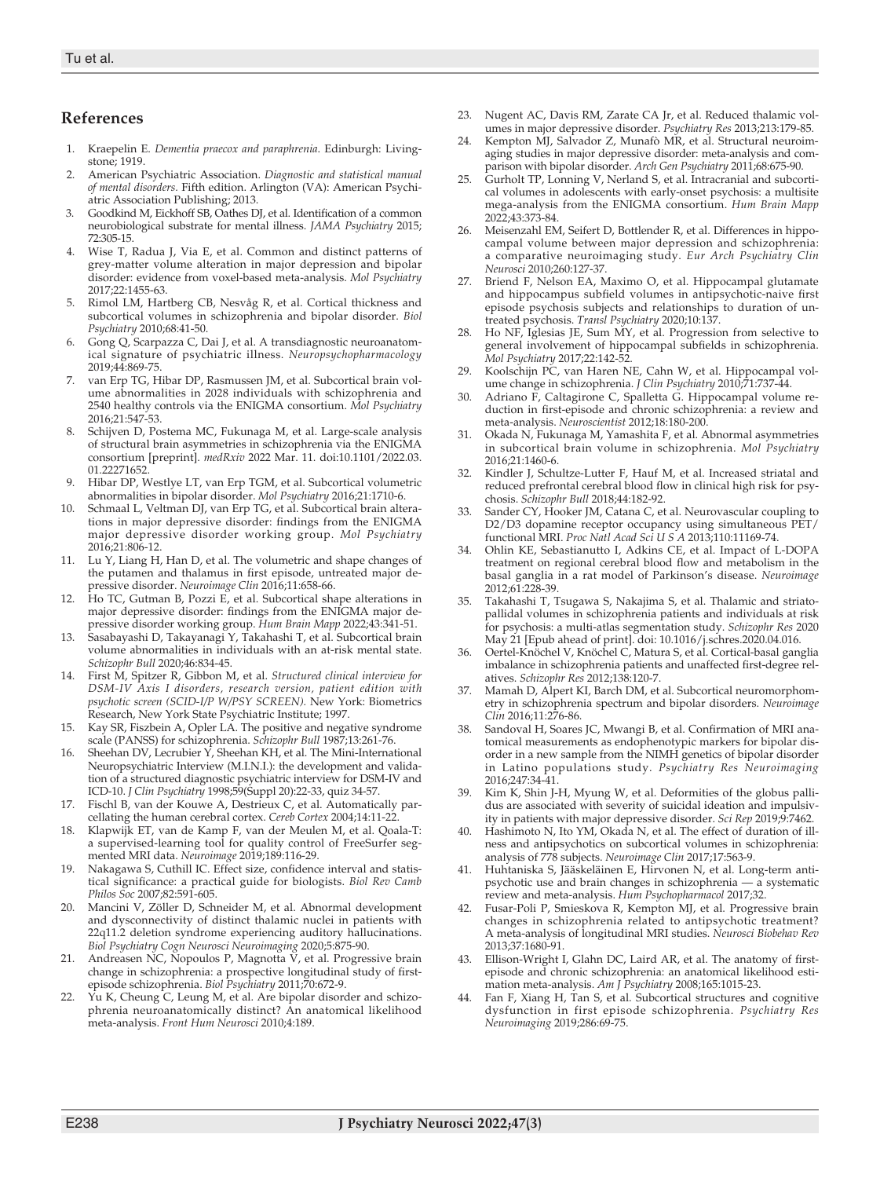## References

1. Kraepelin E. *Dementia praecox and paraphrenia*. Edinburgh: Livingstone; 1919.
2. American Psychiatric Association. *Diagnostic and statistical manual of mental disorders*. Fifth edition. Arlington (VA): American Psychiatric Association Publishing; 2013.
3. Goodkind M, Eickhoff SB, Oathes DJ, et al. Identification of a common neurobiological substrate for mental illness. *JAMA Psychiatry* 2015; 72:305-15.
4. Wise T, Radua J, Via E, et al. Common and distinct patterns of grey-matter volume alteration in major depression and bipolar disorder: evidence from voxel-based meta-analysis. *Mol Psychiatry* 2017;22:1455-63.
5. Rimol LM, Hartberg CB, Nesvåg R, et al. Cortical thickness and subcortical volumes in schizophrenia and bipolar disorder. *Biol Psychiatry* 2010;68:41-50.
6. Gong Q, Scarpazza C, Dai J, et al. A transdiagnostic neuroanatomical signature of psychiatric illness. *Neuropsychopharmacology* 2019;44:869-75.
7. van Erp TG, Hibar DP, Rasmussen JM, et al. Subcortical brain volume abnormalities in 2028 individuals with schizophrenia and 2540 healthy controls via the ENIGMA consortium. *Mol Psychiatry* 2016;21:547-53.
8. Schijven D, Postema MC, Fukunaga M, et al. Large-scale analysis of structural brain asymmetries in schizophrenia via the ENIGMA consortium [preprint]. *medRxiv* 2022 Mar. 11. doi:10.1101/2022.03.01.22271652.
9. Hibar DP, Westlye LT, van Erp TGM, et al. Subcortical volumetric abnormalities in bipolar disorder. *Mol Psychiatry* 2016;21:1710-6.
10. Schmaal L, Veltman DJ, van Erp TG, et al. Subcortical brain alterations in major depressive disorder: findings from the ENIGMA major depressive disorder working group. *Mol Psychiatry* 2016;21:806-12.
11. Lu Y, Liang H, Han D, et al. The volumetric and shape changes of the putamen and thalamus in first episode, untreated major depressive disorder. *Neuroimage Clin* 2016;11:658-66.
12. Ho TC, Gutman B, Pozzi E, et al. Subcortical shape alterations in major depressive disorder: findings from the ENIGMA major depressive disorder working group. *Hum Brain Mapp* 2022;43:341-51.
13. Sasabayashi D, Takayanagi Y, Takahashi T, et al. Subcortical brain volume abnormalities in individuals with an at-risk mental state. *Schizophr Bull* 2020;46:834-45.
14. First M, Spitzer R, Gibbon M, et al. *Structured clinical interview for DSM-IV Axis I disorders, research version, patient edition with psychotic screen (SCID-I/P W/PSY SCREEN)*. New York: Biometrics Research, New York State Psychiatric Institute; 1997.
15. Kay SR, Fiszbein A, Opler LA. The positive and negative syndrome scale (PANSS) for schizophrenia. *Schizophr Bull* 1987;13:261-76.
16. Sheehan DV, Lecrubier Y, Sheehan KH, et al. The Mini-International Neuropsychiatric Interview (M.I.N.I.): the development and validation of a structured diagnostic psychiatric interview for DSM-IV and ICD-10. *J Clin Psychiatry* 1998;59(Suppl 20):22-33, quiz 34-57.
17. Fischl B, van der Kouwe A, Destrieux C, et al. Automatically parcellating the human cerebral cortex. *Cereb Cortex* 2004;14:11-22.
18. Klapwijk ET, van de Kamp F, van der Meulen M, et al. Qoala-T: a supervised-learning tool for quality control of FreeSurfer segmented MRI data. *Neuroimage* 2019;189:116-29.
19. Nakagawa S, Cuthill IC. Effect size, confidence interval and statistical significance: a practical guide for biologists. *Biol Rev Camb Philos Soc* 2007;82:591-605.
20. Mancini V, Zöller D, Schneider M, et al. Abnormal development and dysconnectivity of distinct thalamic nuclei in patients with 22q11.2 deletion syndrome experiencing auditory hallucinations. *Biol Psychiatry Cogn Neurosci Neuroimaging* 2020;5:875-90.
21. Andreasen NC, Nopoulos P, Magnotta V, et al. Progressive brain change in schizophrenia: a prospective longitudinal study of first-episode schizophrenia. *Biol Psychiatry* 2011;70:672-9.
22. Yu K, Cheung C, Leung M, et al. Are bipolar disorder and schizophrenia neuroanatomically distinct? An anatomical likelihood meta-analysis. *Front Hum Neurosci* 2010;4:189.
23. Nugent AC, Davis RM, Zarate CA Jr, et al. Reduced thalamic volumes in major depressive disorder. *Psychiatry Res* 2013;213:179-85.
24. Kempton MJ, Salvador Z, Munafò MR, et al. Structural neuroimaging studies in major depressive disorder: meta-analysis and comparison with bipolar disorder. *Arch Gen Psychiatry* 2011;68:675-90.
25. Gurholt TP, Lonning V, Nerland S, et al. Intracranial and subcortical volumes in adolescents with early-onset psychosis: a multisite mega-analysis from the ENIGMA consortium. *Hum Brain Mapp* 2022;43:373-84.
26. Meisenzahl EM, Seifert D, Bottlender R, et al. Differences in hippocampal volume between major depression and schizophrenia: a comparative neuroimaging study. *Eur Arch Psychiatry Clin Neurosci* 2010;260:127-37.
27. Briend F, Nelson EA, Maximo O, et al. Hippocampal glutamate and hippocampus subfield volumes in antipsychotic-naive first episode psychosis subjects and relationships to duration of untreated psychosis. *Transl Psychiatry* 2020;10:137.
28. Ho NF, Iglesias JE, Sum MY, et al. Progression from selective to general involvement of hippocampal subfields in schizophrenia. *Mol Psychiatry* 2017;22:142-52.
29. Koolschijn PC, van Haren NE, Cahn W, et al. Hippocampal volume change in schizophrenia. *J Clin Psychiatry* 2010;71:737-44.
30. Adriano F, Caltagirone C, Spalletta G. Hippocampal volume reduction in first-episode and chronic schizophrenia: a review and meta-analysis. *Neuroscientist* 2012;18:180-200.
31. Okada N, Fukunaga M, Yamashita F, et al. Abnormal asymmetries in subcortical brain volume in schizophrenia. *Mol Psychiatry* 2016;21:1460-6.
32. Kindler J, Schultze-Lutter F, Hauf M, et al. Increased striatal and reduced prefrontal cerebral blood flow in clinical high risk for psychosis. *Schizophr Bull* 2018;44:182-92.
33. Sander CY, Hooker JM, Catana C, et al. Neurovascular coupling to D2/D3 dopamine receptor occupancy using simultaneous PET/functional MRI. *Proc Natl Acad Sci U S A* 2013;110:11169-74.
34. Ohlin KE, Sebastianutto I, Adkins CE, et al. Impact of L-DOPA treatment on regional cerebral blood flow and metabolism in the basal ganglia in a rat model of Parkinson's disease. *Neuroimage* 2012;61:228-39.
35. Takahashi T, Tsugawa S, Nakajima S, et al. Thalamic and striato-pallidal volumes in schizophrenia patients and individuals at risk for psychosis: a multi-atlas segmentation study. *Schizophr Res* 2020 May 21 [Epub ahead of print]. doi: 10.1016/j.schres.2020.04.016.
36. Oertel-Knöchel V, Knöchel C, Matura S, et al. Cortical-basal ganglia imbalance in schizophrenia patients and unaffected first-degree relatives. *Schizophr Res* 2012;138:120-7.
37. Mamah D, Alpert KI, Barch DM, et al. Subcortical neuromorphometry in schizophrenia spectrum and bipolar disorders. *Neuroimage Clin* 2016;11:276-86.
38. Sandoval H, Soares JC, Mwangi B, et al. Confirmation of MRI anatomical measurements as endophenotypic markers for bipolar disorder in a new sample from the NIMH genetics of bipolar disorder in Latino populations study. *Psychiatry Res Neuroimaging* 2016;247:34-41.
39. Kim K, Shin J-H, Myung W, et al. Deformities of the globus pallidus are associated with severity of suicidal ideation and impulsivity in patients with major depressive disorder. *Sci Rep* 2019;9:7462.
40. Hashimoto N, Ito YM, Okada N, et al. The effect of duration of illness and antipsychotics on subcortical volumes in schizophrenia: analysis of 778 subjects. *Neuroimage Clin* 2017;17:563-9.
41. Huhtaniska S, Jääskeläinen E, Hirvonen N, et al. Long-term antipsychotic use and brain changes in schizophrenia — a systematic review and meta-analysis. *Hum Psychopharmacol* 2017;32.
42. Fusar-Poli P, Smieskova R, Kempton MJ, et al. Progressive brain changes in schizophrenia related to antipsychotic treatment? A meta-analysis of longitudinal MRI studies. *Neurosci Biobehav Rev* 2013;37:1680-91.
43. Ellison-Wright I, Glahn DC, Laird AR, et al. The anatomy of first-episode and chronic schizophrenia: an anatomical likelihood estimation meta-analysis. *Am J Psychiatry* 2008;165:1015-23.
44. Fan F, Xiang H, Tan S, et al. Subcortical structures and cognitive dysfunction in first episode schizophrenia. *Psychiatry Res Neuroimaging* 2019;286:69-75.